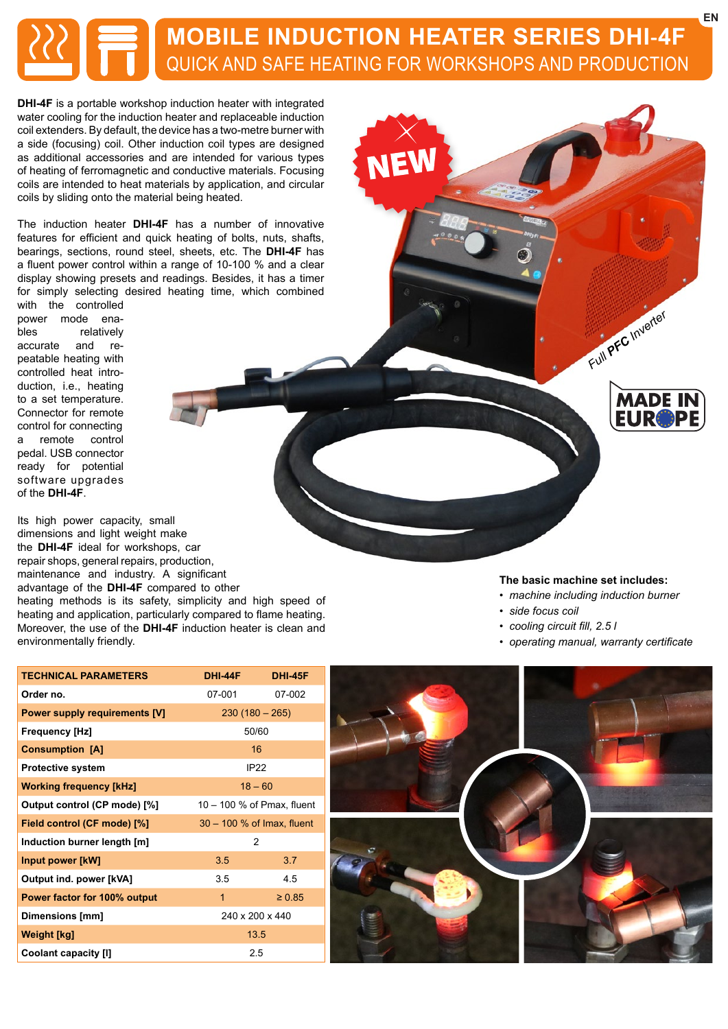# MOBILE INDUCTION HEATER SERIES DHI-4F

## QUICK AND SAFE HEATING FOR WORKSHOPS AND PRODUCTION

**DHI-4F** is a portable workshop induction heater with integrated water cooling for the induction heater and replaceable induction coil extenders. By default, the device has a two-metre burner with a side (focusing) coil. Other induction coil types are designed as additional accessories and are intended for various types of heating of ferromagnetic and conductive materials. Focusing coils are intended to heat materials by application, and circular coils by sliding onto the material being heated.

The induction heater **DHI-4F** has a number of innovative features for efficient and quick heating of bolts, nuts, shafts, bearings, sections, round steel, sheets, etc. The **DHI-4F** has a fluent power control within a range of 10-100 % and a clear display showing presets and readings. Besides, it has a timer for simply selecting desired heating time, which combined with the controlled power mode enables relatively accurate and repeatable heating with controlled heat introduction, i.e., heating to a set temperature. Connector for remote control for connecting a remote control pedal. USB connector ready for potential software upgrades of the **DHI-4F**.

Its high power capacity, small dimensions and light weight make the **DHI-4F** ideal for workshops, car repair shops, general repairs, production, maintenance and industry. A significant advantage of the **DHI-4F** compared to other heating methods is its safety, simplicity and high speed of heating and application, particularly compared to flame heating. Moreover, the use of the **DHI-4F** induction heater is clean and environmentally friendly.

**The basic machine set includes:**

- *machine including induction burner*
- *side focus coil*
- *cooling circuit fill, 2.5 l*
- *operating manual, warranty certificate*

| TECHNICAL PARAMETERS | DHI-44F | DHI-45F |
|---|---|---|
| Order no. | 07-001 | 07-002 |
| Power supply requirements [V] | 230 (180 – 265) | |
| Frequency [Hz] | 50/60 | |
| Consumption [A] | 16 | |
| Protective system | IP22 | |
| Working frequency [kHz] | 18 – 60 | |
| Output control (CP mode) [%] | 10 – 100 % of Pmax, fluent | |
| Field control (CF mode) [%] | 30 – 100 % of Imax, fluent | |
| Induction burner length [m] | 2 | |
| Input power [kW] | 3.5 | 3.7 |
| Output ind. power [kVA] | 3.5 | 4.5 |
| Power factor for 100% output | 1 | ≥ 0.85 |
| Dimensions [mm] | 240 x 200 x 440 | |
| Weight [kg] | 13.5 | |
| Coolant capacity [l] | 2.5 | |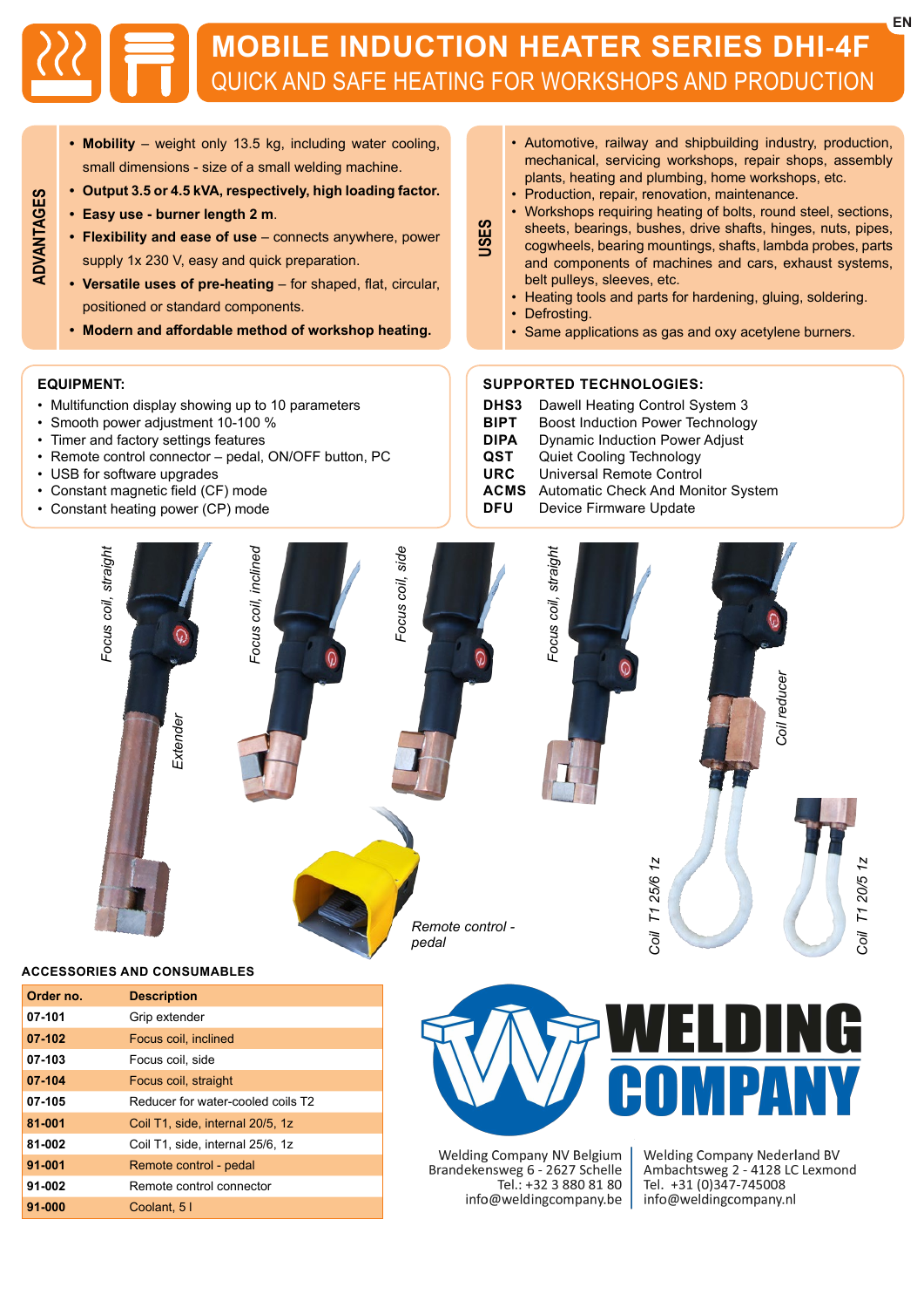# MOBILE INDUCTION HEATER SERIES DHI-4F

## QUICK AND SAFE HEATING FOR WORKSHOPS AND PRODUCTION

EN

### ADVANTAGES

- **Mobility** – weight only 13.5 kg, including water cooling, small dimensions - size of a small welding machine.
- **Output 3.5 or 4.5 kVA, respectively, high loading factor.**
- **Easy use - burner length 2 m**.
- **Flexibility and ease of use** – connects anywhere, power supply 1x 230 V, easy and quick preparation.
- **Versatile uses of pre-heating** – for shaped, flat, circular, positioned or standard components.
- **Modern and affordable method of workshop heating.**

### USES

- Automotive, railway and shipbuilding industry, production, mechanical, servicing workshops, repair shops, assembly plants, heating and plumbing, home workshops, etc.
- Production, repair, renovation, maintenance.
- Workshops requiring heating of bolts, round steel, sections, sheets, bearings, bushes, drive shafts, hinges, nuts, pipes, cogwheels, bearing mountings, shafts, lambda probes, parts and components of machines and cars, exhaust systems, belt pulleys, sleeves, etc.
- Heating tools and parts for hardening, gluing, soldering.
- Defrosting.
- Same applications as gas and oxy acetylene burners.

### EQUIPMENT:

- Multifunction display showing up to 10 parameters
- Smooth power adjustment 10-100 %
- Timer and factory settings features
- Remote control connector – pedal, ON/OFF button, PC
- USB for software upgrades
- Constant magnetic field (CF) mode
- Constant heating power (CP) mode

### SUPPORTED TECHNOLOGIES:

| | |
|---|---|
| **DHS3** | Dawell Heating Control System 3 |
| **BIPT** | Boost Induction Power Technology |
| **DIPA** | Dynamic Induction Power Adjust |
| **QST** | Quiet Cooling Technology |
| **URC** | Universal Remote Control |
| **ACMS** | Automatic Check And Monitor System |
| **DFU** | Device Firmware Update |

*Focus coil, straight*

*Extender*

*Focus coil, inclined*

*Focus coil, side*

*Focus coil, straight*

*Coil reducer*

*Remote control - pedal*

*Coil T1 25/6 1z*

*Coil T1 20/5 1z*

### ACCESSORIES AND CONSUMABLES

| Order no. | Description |
|---|---|
| 07-101 | Grip extender |
| 07-102 | Focus coil, inclined |
| 07-103 | Focus coil, side |
| 07-104 | Focus coil, straight |
| 07-105 | Reducer for water-cooled coils T2 |
| 81-001 | Coil T1, side, internal 20/5, 1z |
| 81-002 | Coil T1, side, internal 25/6, 1z |
| 91-001 | Remote control - pedal |
| 91-002 | Remote control connector |
| 91-000 | Coolant, 5 l |

**WELDING COMPANY**

Welding Company NV Belgium
Brandekensweg 6 - 2627 Schelle
Tel.: +32 3 880 81 80
info@weldingcompany.be

Welding Company Nederland BV
Ambachtsweg 2 - 4128 LC Lexmond
Tel. +31 (0)347-745008
info@weldingcompany.nl